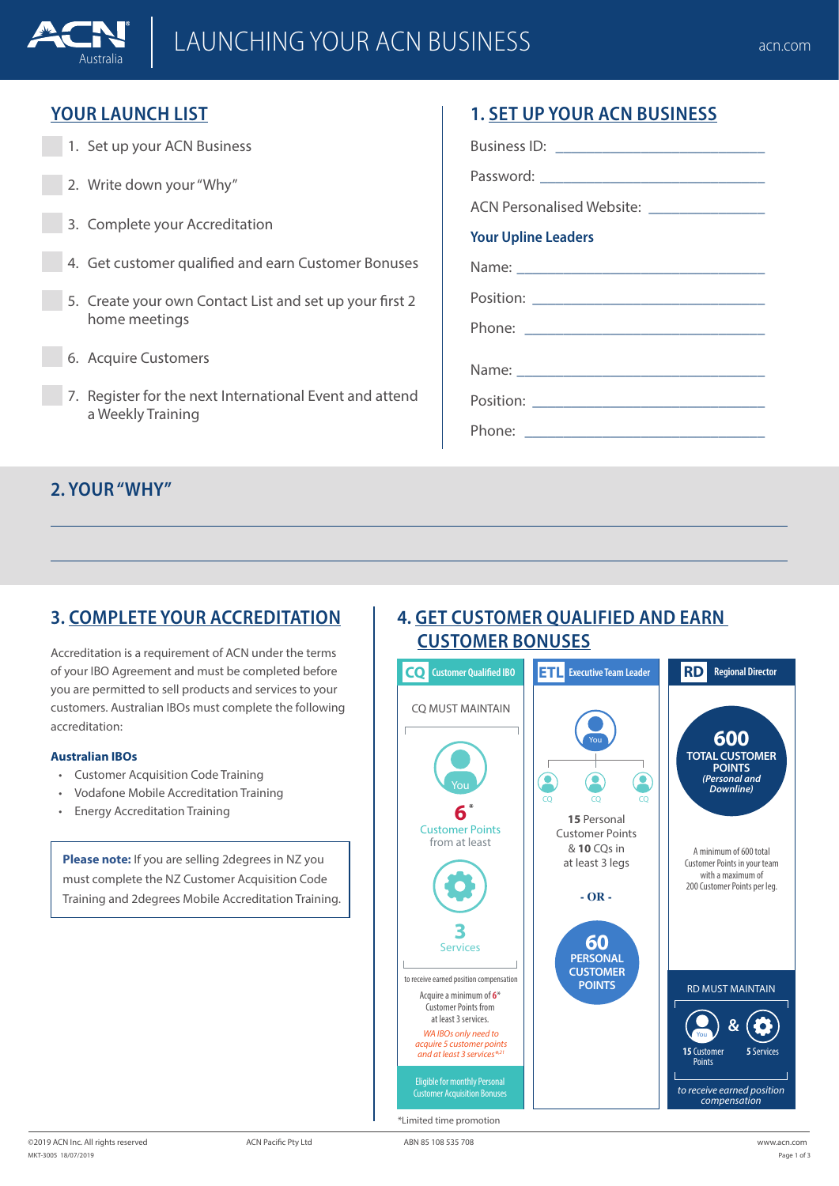# LAUNCHING YOUR ACN BUSINESS

## YOUR LAUNCH LIST

1. Set up your ACN Business
2. Write down your "Why"
3. Complete your Accreditation
4. Get customer qualified and earn Customer Bonuses
5. Create your own Contact List and set up your first 2 home meetings
6. Acquire Customers
7. Register for the next International Event and attend a Weekly Training

## 1. SET UP YOUR ACN BUSINESS

Business ID: ______________________

Password: ______________________

ACN Personalised Website: ______________________

### Your Upline Leaders

Name: ______________________

Position: ______________________

Phone: ______________________

Name: ______________________

Position: ______________________

Phone: ______________________

## 2. YOUR "WHY"

______________________

______________________

## 3. COMPLETE YOUR ACCREDITATION

Accreditation is a requirement of ACN under the terms of your IBO Agreement and must be completed before you are permitted to sell products and services to your customers. Australian IBOs must complete the following accreditation:

**Australian IBOs**

- Customer Acquisition Code Training
- Vodafone Mobile Accreditation Training
- Energy Accreditation Training

> **Please note:** If you are selling 2degrees in NZ you must complete the NZ Customer Acquisition Code Training and 2degrees Mobile Accreditation Training.

## 4. GET CUSTOMER QUALIFIED AND EARN CUSTOMER BONUSES

### CQ Customer Qualified IBO

CQ MUST MAINTAIN

You

**6*** Customer Points from at least

**3** Services

to receive earned position compensation

Acquire a minimum of 6* Customer Points from at least 3 services.

*WA IBOs only need to acquire 5 customer points and at least 3 services*[a,21]*

Eligible for monthly Personal Customer Acquisition Bonuses

### ETL Executive Team Leader

You — CQ, CQ, CQ

**15** Personal Customer Points & **10** CQs in at least 3 legs

**- OR -**

**60 PERSONAL CUSTOMER POINTS**

### RD Regional Director

**600 TOTAL CUSTOMER POINTS** *(Personal and Downline)*

A minimum of 600 total Customer Points in your team with a maximum of 200 Customer Points per leg.

RD MUST MAINTAIN

**15** Customer Points & **5** Services

*to receive earned position compensation*

*Limited time promotion

©2019 ACN Inc. All rights reserved — ACN Pacific Pty Ltd — ABN 85 108 535 708 — www.acn.com

MKT-3005 18/07/2019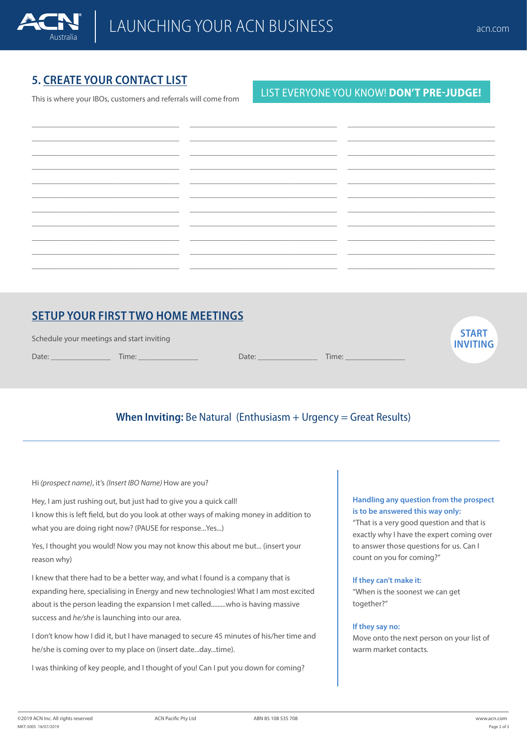## 5. CREATE YOUR CONTACT LIST

This is where your IBOs, customers and referrals will come from

LIST EVERYONE YOU KNOW! **DON'T PRE-JUDGE!**

| | | |
|---|---|---|
| | | |
| | | |
| | | |
| | | |
| | | |
| | | |
| | | |
| | | |
| | | |
| | | |
| | | |

## SETUP YOUR FIRST TWO HOME MEETINGS

Schedule your meetings and start inviting

Date: _______________ Time: _______________ Date: _______________ Time: _______________

**START INVITING**

**When Inviting:** Be Natural (Enthusiasm + Urgency = Great Results)

Hi *(prospect name)*, it's *(Insert IBO Name)* How are you?

Hey, I am just rushing out, but just had to give you a quick call!
I know this is left field, but do you look at other ways of making money in addition to what you are doing right now? (PAUSE for response...Yes...)

Yes, I thought you would! Now you may not know this about me but... (insert your reason why)

I knew that there had to be a better way, and what I found is a company that is expanding here, specialising in Energy and new technologies! What I am most excited about is the person leading the expansion I met called.........who is having massive success and *he/she* is launching into our area.

I don't know how I did it, but I have managed to secure 45 minutes of his/her time and he/she is coming over to my place on (insert date...day...time).

I was thinking of key people, and I thought of you! Can I put you down for coming?

**Handling any question from the prospect is to be answered this way only:**
"That is a very good question and that is exactly why I have the expert coming over to answer those questions for us. Can I count on you for coming?"

**If they can't make it:**
"When is the soonest we can get together?"

**If they say no:**
Move onto the next person on your list of warm market contacts.

©2019 ACN Inc. All rights reserved
MKT-3005 18/07/2019
ACN Pacific Pty Ltd
ABN 85 108 535 708
www.acn.com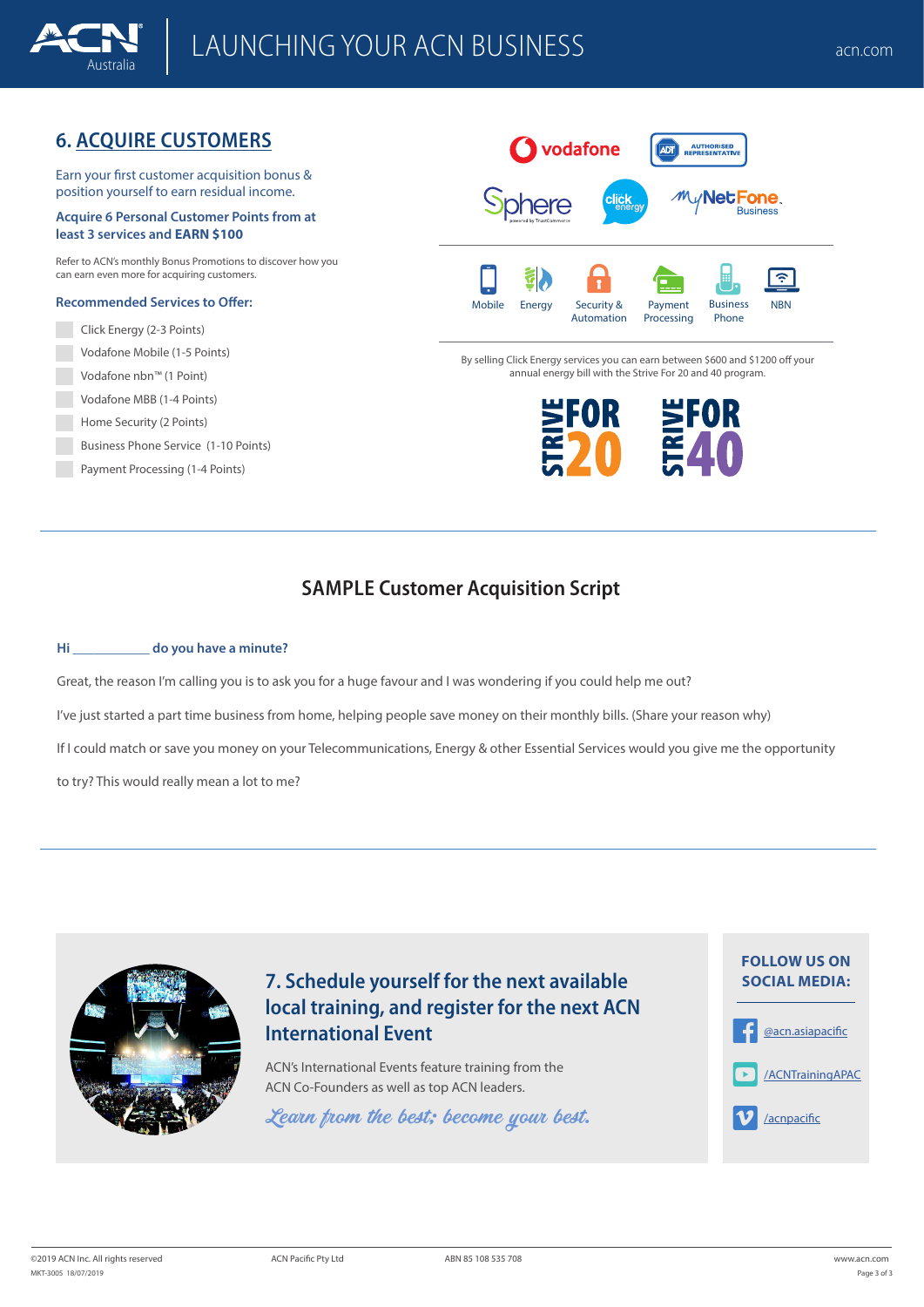## 6. ACQUIRE CUSTOMERS

Earn your first customer acquisition bonus & position yourself to earn residual income.

**Acquire 6 Personal Customer Points from at least 3 services and EARN $100**

Refer to ACN's monthly Bonus Promotions to discover how you can earn even more for acquiring customers.

**Recommended Services to Offer:**

- Click Energy (2-3 Points)
- Vodafone Mobile (1-5 Points)
- Vodafone nbn™ (1 Point)
- Vodafone MBB (1-4 Points)
- Home Security (2 Points)
- Business Phone Service (1-10 Points)
- Payment Processing (1-4 Points)

Mobile | Energy | Security & Automation | Payment Processing | Business Phone | NBN

By selling Click Energy services you can earn between $600 and $1200 off your annual energy bill with the Strive For 20 and 40 program.

STRIVE FOR 20 · STRIVE FOR 40

## SAMPLE Customer Acquisition Script

**Hi __________ do you have a minute?**

Great, the reason I'm calling you is to ask you for a huge favour and I was wondering if you could help me out?

I've just started a part time business from home, helping people save money on their monthly bills. (Share your reason why)

If I could match or save you money on your Telecommunications, Energy & other Essential Services would you give me the opportunity to try? This would really mean a lot to me?

## 7. Schedule yourself for the next available local training, and register for the next ACN International Event

ACN's International Events feature training from the ACN Co-Founders as well as top ACN leaders.

*Learn from the best; become your best.*

**FOLLOW US ON SOCIAL MEDIA:**

- @acn.asiapacific
- /ACNTrainingAPAC
- /acnpacific

©2019 ACN Inc. All rights reserved
MKT-3005 18/07/2019
ACN Pacific Pty Ltd
ABN 85 108 535 708
www.acn.com